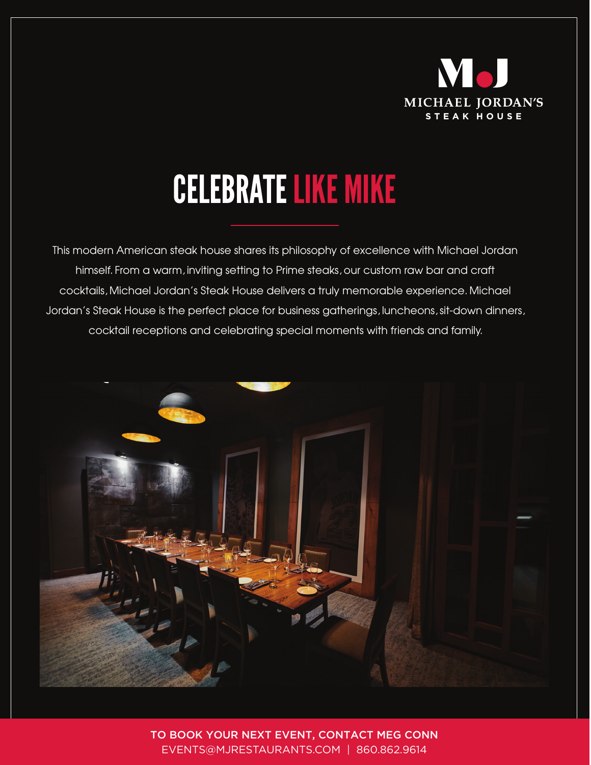M•J

MICHAEL JORDAN'S

STEAK HOUSE

# CELEBRATE LIKE MIKE

This modern American steak house shares its philosophy of excellence with Michael Jordan himself. From a warm, inviting setting to Prime steaks, our custom raw bar and craft cocktails, Michael Jordan's Steak House delivers a truly memorable experience. Michael Jordan's Steak House is the perfect place for business gatherings, luncheons, sit-down dinners, cocktail receptions and celebrating special moments with friends and family.

**TO BOOK YOUR NEXT EVENT, CONTACT MEG CONN**

EVENTS@MJRESTAURANTS.COM | 860.862.9614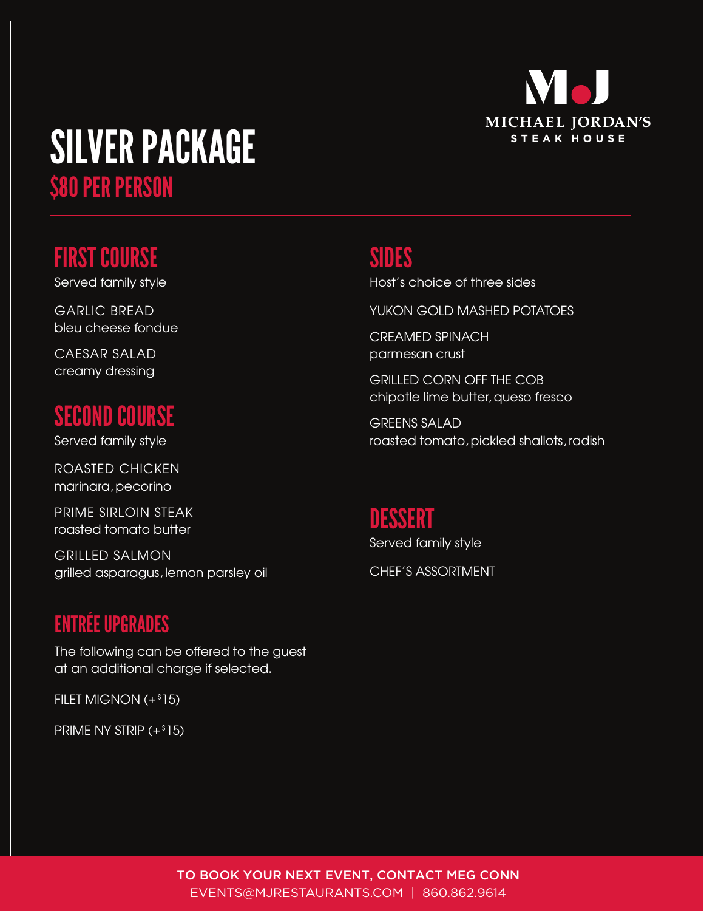# SILVER PACKAGE

## $80 PER PERSON

MICHAEL JORDAN'S STEAK HOUSE

### FIRST COURSE

Served family style

GARLIC BREAD
bleu cheese fondue

CAESAR SALAD
creamy dressing

### SECOND COURSE

Served family style

ROASTED CHICKEN
marinara, pecorino

PRIME SIRLOIN STEAK
roasted tomato butter

GRILLED SALMON
grilled asparagus, lemon parsley oil

### ENTRÉE UPGRADES

The following can be offered to the guest at an additional charge if selected.

FILET MIGNON (+$15)

PRIME NY STRIP (+$15)

### SIDES

Host's choice of three sides

YUKON GOLD MASHED POTATOES

CREAMED SPINACH
parmesan crust

GRILLED CORN OFF THE COB
chipotle lime butter, queso fresco

GREENS SALAD
roasted tomato, pickled shallots, radish

### DESSERT

Served family style

CHEF'S ASSORTMENT

**TO BOOK YOUR NEXT EVENT, CONTACT MEG CONN**
EVENTS@MJRESTAURANTS.COM | 860.862.9614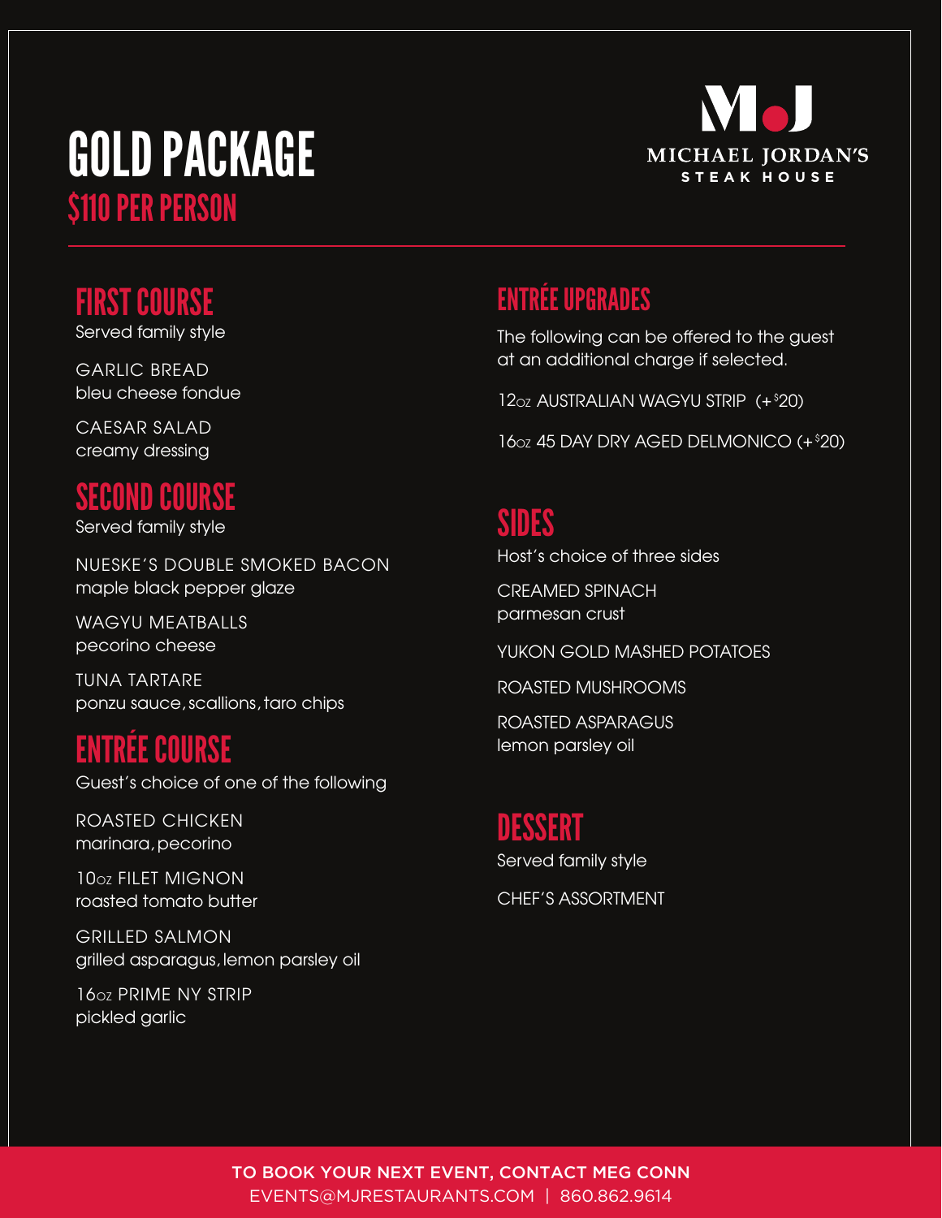# GOLD PACKAGE

## $110 PER PERSON

MICHAEL JORDAN'S STEAK HOUSE

## FIRST COURSE

Served family style

GARLIC BREAD
bleu cheese fondue

CAESAR SALAD
creamy dressing

## SECOND COURSE

Served family style

NUESKE'S DOUBLE SMOKED BACON
maple black pepper glaze

WAGYU MEATBALLS
pecorino cheese

TUNA TARTARE
ponzu sauce, scallions, taro chips

## ENTRÉE COURSE

Guest's choice of one of the following

ROASTED CHICKEN
marinara, pecorino

10oz FILET MIGNON
roasted tomato butter

GRILLED SALMON
grilled asparagus, lemon parsley oil

16oz PRIME NY STRIP
pickled garlic

## ENTRÉE UPGRADES

The following can be offered to the guest at an additional charge if selected.

12oz AUSTRALIAN WAGYU STRIP (+$20)

16oz 45 DAY DRY AGED DELMONICO (+$20)

## SIDES

Host's choice of three sides

CREAMED SPINACH
parmesan crust

YUKON GOLD MASHED POTATOES

ROASTED MUSHROOMS

ROASTED ASPARAGUS
lemon parsley oil

## DESSERT

Served family style

CHEF'S ASSORTMENT

**TO BOOK YOUR NEXT EVENT, CONTACT MEG CONN**
EVENTS@MJRESTAURANTS.COM | 860.862.9614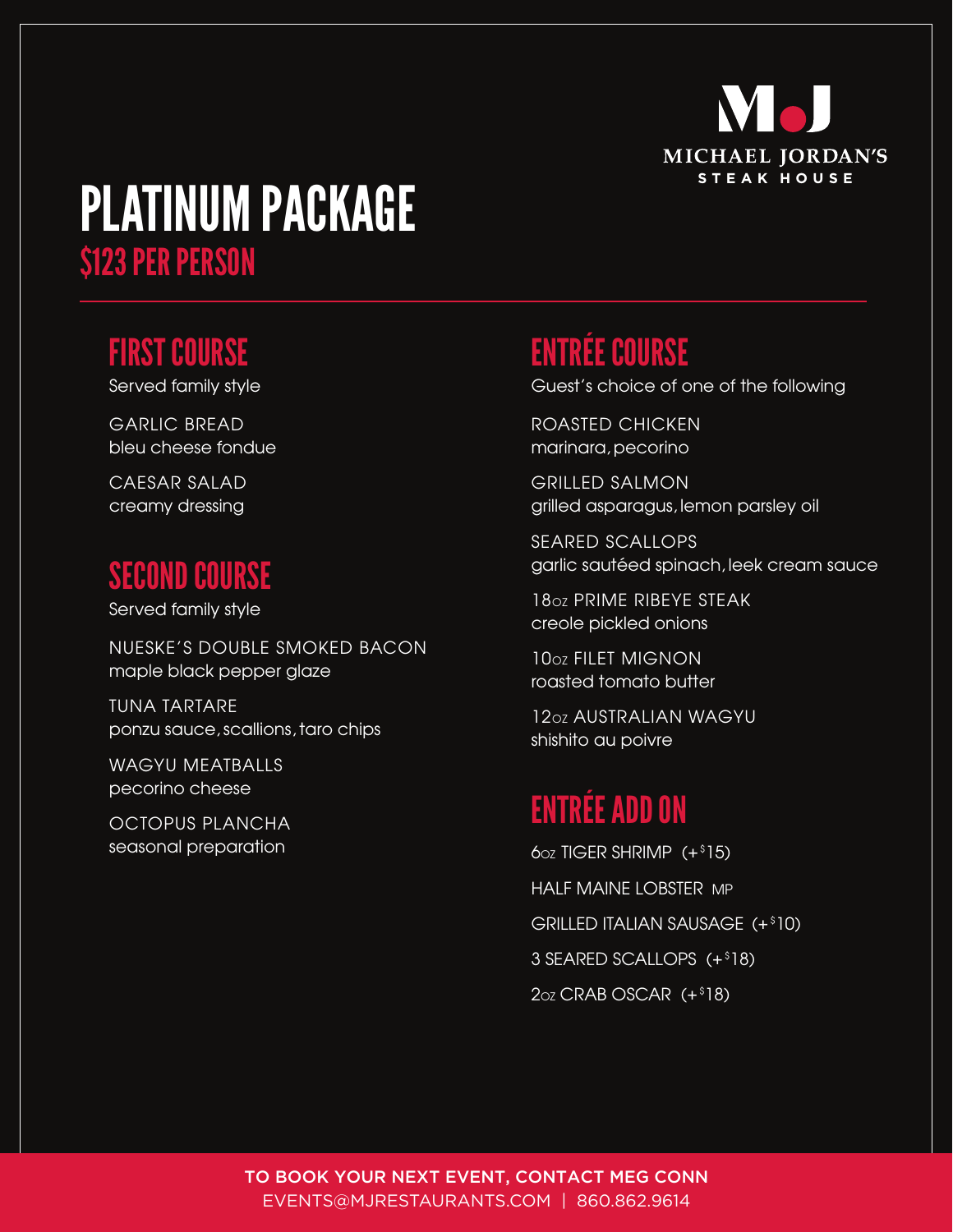MICHAEL JORDAN'S STEAK HOUSE

# PLATINUM PACKAGE

## $123 PER PERSON

## FIRST COURSE

Served family style

GARLIC BREAD
bleu cheese fondue

CAESAR SALAD
creamy dressing

## SECOND COURSE

Served family style

NUESKE'S DOUBLE SMOKED BACON
maple black pepper glaze

TUNA TARTARE
ponzu sauce, scallions, taro chips

WAGYU MEATBALLS
pecorino cheese

OCTOPUS PLANCHA
seasonal preparation

## ENTRÉE COURSE

Guest's choice of one of the following

ROASTED CHICKEN
marinara, pecorino

GRILLED SALMON
grilled asparagus, lemon parsley oil

SEARED SCALLOPS
garlic sautéed spinach, leek cream sauce

18oz PRIME RIBEYE STEAK
creole pickled onions

10oz FILET MIGNON
roasted tomato butter

12oz AUSTRALIAN WAGYU
shishito au poivre

## ENTRÉE ADD ON

6oz TIGER SHRIMP (+$15)

HALF MAINE LOBSTER MP

GRILLED ITALIAN SAUSAGE (+$10)

3 SEARED SCALLOPS (+$18)

2oz CRAB OSCAR (+$18)

TO BOOK YOUR NEXT EVENT, CONTACT MEG CONN
EVENTS@MJRESTAURANTS.COM | 860.862.9614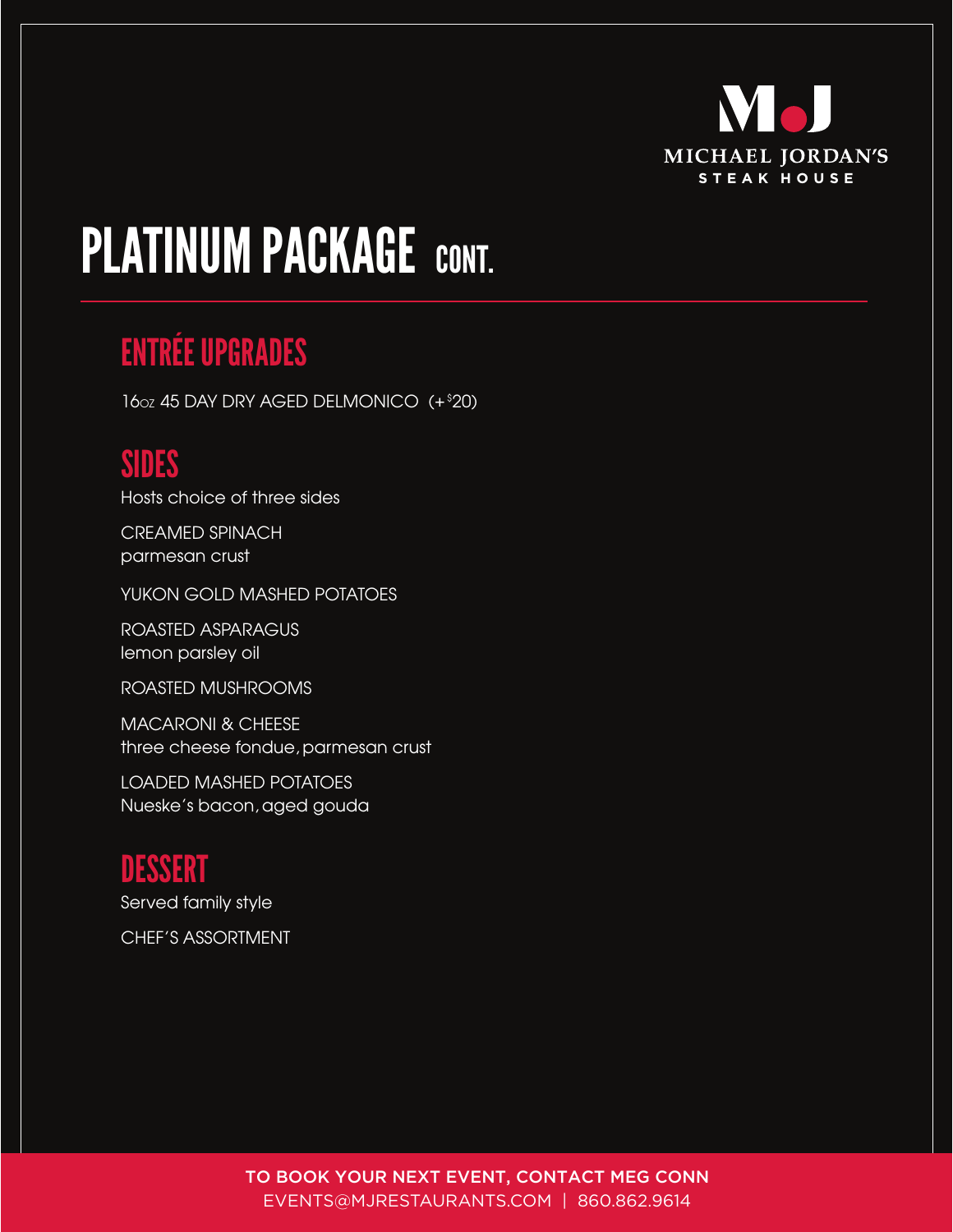MICHAEL JORDAN'S
STEAK HOUSE

# PLATINUM PACKAGE CONT.

## ENTRÉE UPGRADES

16oz 45 DAY DRY AGED DELMONICO (+$20)

## SIDES

Hosts choice of three sides

CREAMED SPINACH
parmesan crust

YUKON GOLD MASHED POTATOES

ROASTED ASPARAGUS
lemon parsley oil

ROASTED MUSHROOMS

MACARONI & CHEESE
three cheese fondue, parmesan crust

LOADED MASHED POTATOES
Nueske's bacon, aged gouda

## DESSERT

Served family style

CHEF'S ASSORTMENT

TO BOOK YOUR NEXT EVENT, CONTACT MEG CONN
EVENTS@MJRESTAURANTS.COM | 860.862.9614